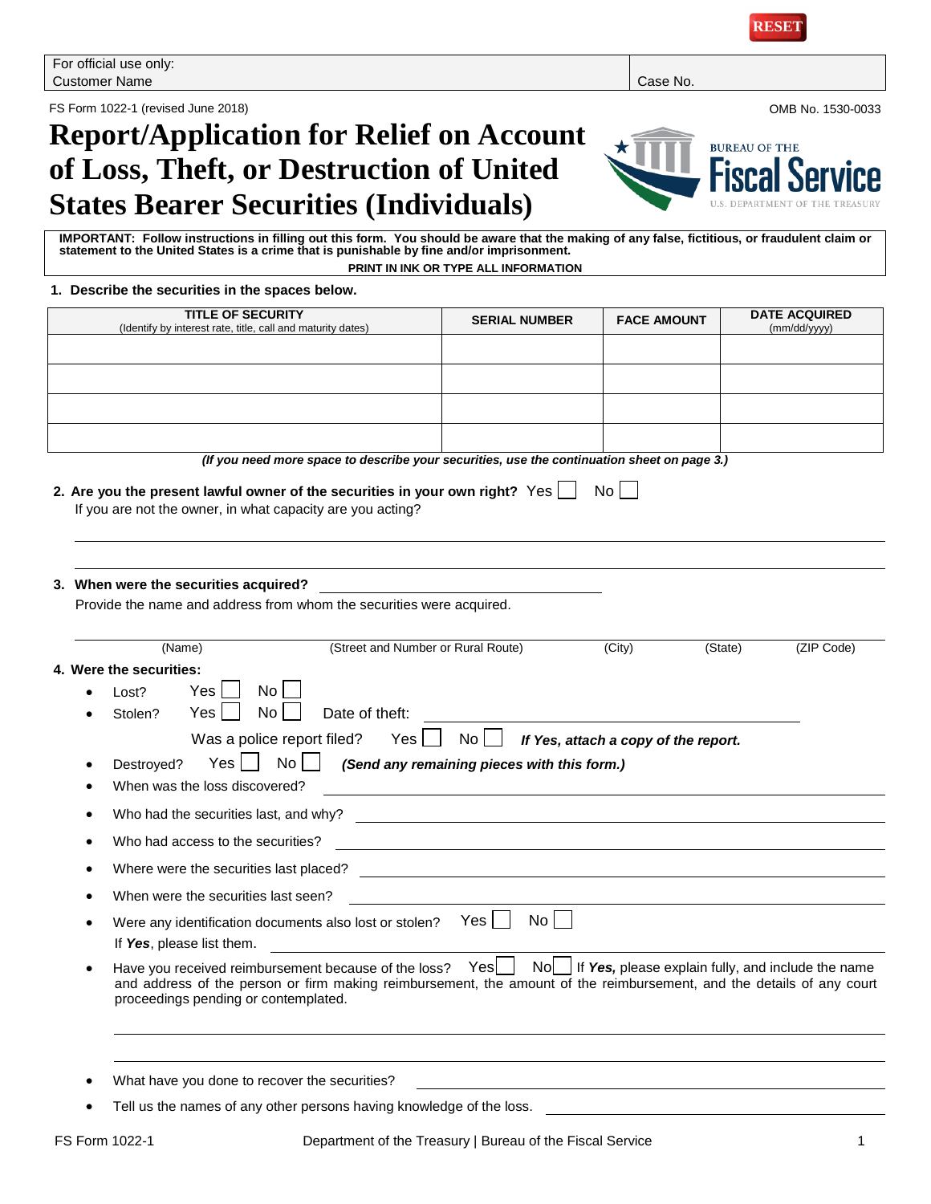For official use only:
Customer Name | Case No.

FS Form 1022-1 (revised June 2018) OMB No. 1530-0033

# Report/Application for Relief on Account of Loss, Theft, or Destruction of United States Bearer Securities (Individuals)

**IMPORTANT: Follow instructions in filling out this form. You should be aware that the making of any false, fictitious, or fraudulent claim or statement to the United States is a crime that is punishable by fine and/or imprisonment.**

**PRINT IN INK OR TYPE ALL INFORMATION**

**1. Describe the securities in the spaces below.**

| TITLE OF SECURITY (Identify by interest rate, title, call and maturity dates) | SERIAL NUMBER | FACE AMOUNT | DATE ACQUIRED (mm/dd/yyyy) |
|---|---|---|---|
| | | | |
| | | | |
| | | | |
| | | | |

***(If you need more space to describe your securities, use the continuation sheet on page 3.)***

**2. Are you the present lawful owner of the securities in your own right?** Yes ☐ No ☐

If you are not the owner, in what capacity are you acting?

______________________________________________

______________________________________________

**3. When were the securities acquired?** ______________________

Provide the name and address from whom the securities were acquired.

______________________________________________
(Name) (Street and Number or Rural Route) (City) (State) (ZIP Code)

**4. Were the securities:**

- Lost? Yes ☐ No ☐
- Stolen? Yes ☐ No ☐ Date of theft: ______________________

  Was a police report filed? Yes ☐ No ☐ ***If Yes, attach a copy of the report.***
- Destroyed? Yes ☐ No ☐ ***(Send any remaining pieces with this form.)***
- When was the loss discovered? ______________________
- Who had the securities last, and why? ______________________
- Who had access to the securities? ______________________
- Where were the securities last placed? ______________________
- When were the securities last seen? ______________________
- Were any identification documents also lost or stolen? Yes ☐ No ☐

  If ***Yes***, please list them. ______________________
- Have you received reimbursement because of the loss? Yes ☐ No ☐ If ***Yes,*** please explain fully, and include the name and address of the person or firm making reimbursement, the amount of the reimbursement, and the details of any court proceedings pending or contemplated.

  ______________________________________________

  ______________________________________________
- What have you done to recover the securities? ______________________
- Tell us the names of any other persons having knowledge of the loss. ______________________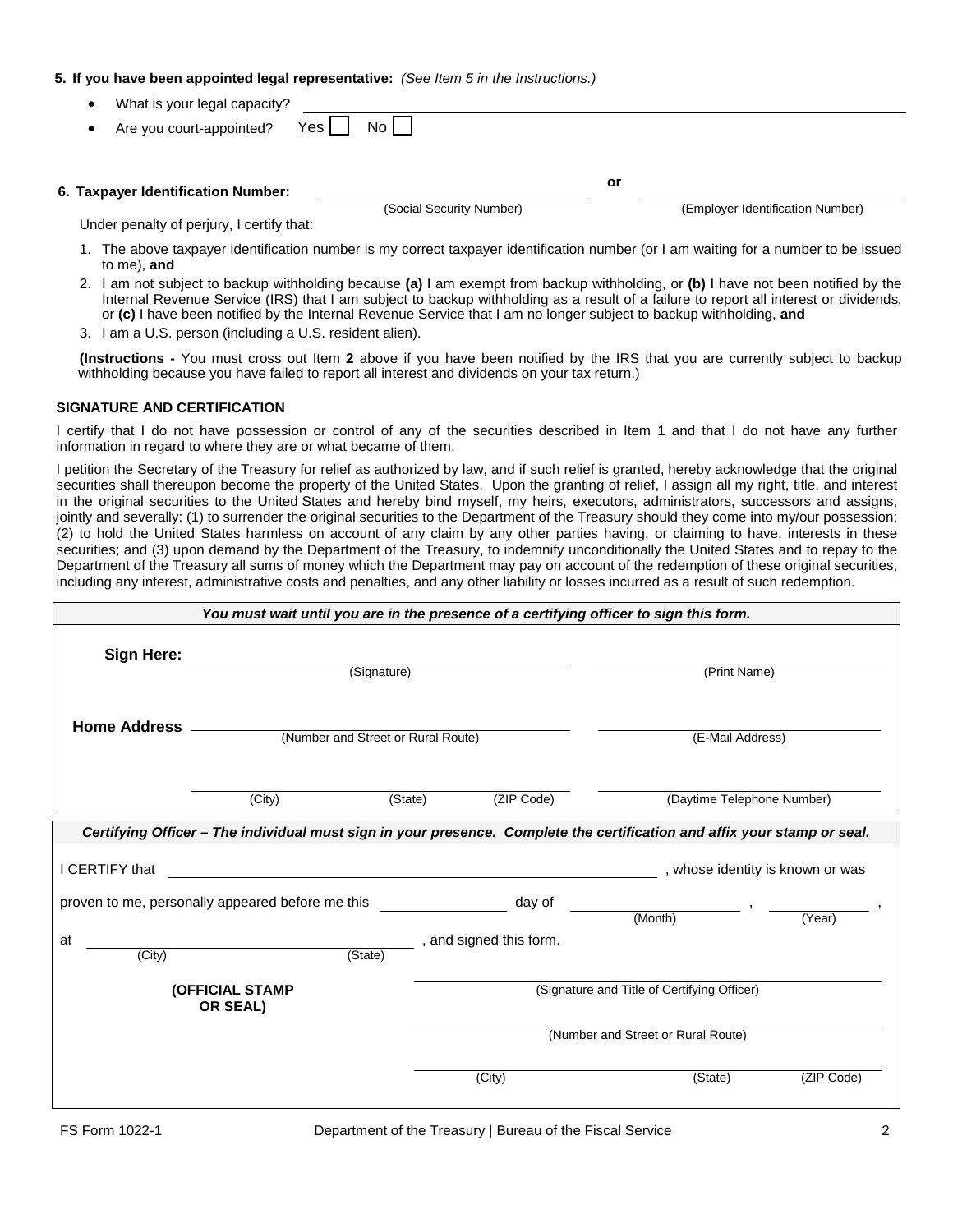**5. If you have been appointed legal representative:** *(See Item 5 in the Instructions.)*

- What is your legal capacity? ______________________________
- Are you court-appointed? Yes ☐ No ☐

**6. Taxpayer Identification Number:** ______________________ **or** ______________________

(Social Security Number) (Employer Identification Number)

Under penalty of perjury, I certify that:

1. The above taxpayer identification number is my correct taxpayer identification number (or I am waiting for a number to be issued to me), **and**
2. I am not subject to backup withholding because **(a)** I am exempt from backup withholding, or **(b)** I have not been notified by the Internal Revenue Service (IRS) that I am subject to backup withholding as a result of a failure to report all interest or dividends, or **(c)** I have been notified by the Internal Revenue Service that I am no longer subject to backup withholding, **and**
3. I am a U.S. person (including a U.S. resident alien).

**(Instructions -** You must cross out Item **2** above if you have been notified by the IRS that you are currently subject to backup withholding because you have failed to report all interest and dividends on your tax return.)

### SIGNATURE AND CERTIFICATION

I certify that I do not have possession or control of any of the securities described in Item 1 and that I do not have any further information in regard to where they are or what became of them.

I petition the Secretary of the Treasury for relief as authorized by law, and if such relief is granted, hereby acknowledge that the original securities shall thereupon become the property of the United States. Upon the granting of relief, I assign all my right, title, and interest in the original securities to the United States and hereby bind myself, my heirs, executors, administrators, successors and assigns, jointly and severally: (1) to surrender the original securities to the Department of the Treasury should they come into my/our possession; (2) to hold the United States harmless on account of any claim by any other parties having, or claiming to have, interests in these securities; and (3) upon demand by the Department of the Treasury, to indemnify unconditionally the United States and to repay to the Department of the Treasury all sums of money which the Department may pay on account of the redemption of these original securities, including any interest, administrative costs and penalties, and any other liability or losses incurred as a result of such redemption.

***You must wait until you are in the presence of a certifying officer to sign this form.***

**Sign Here:** ______________________ ______________________

(Signature) (Print Name)

**Home Address** ______________________ ______________________

(Number and Street or Rural Route) (E-Mail Address)

______________________ ______________________

(City) (State) (ZIP Code) (Daytime Telephone Number)

***Certifying Officer – The individual must sign in your presence. Complete the certification and affix your stamp or seal.***

I CERTIFY that ______________________, whose identity is known or was proven to me, personally appeared before me this ________ day of ________ (Month), ________ (Year),

at ________ (City) ________ (State), and signed this form.

**(OFFICIAL STAMP OR SEAL)**

______________________

(Signature and Title of Certifying Officer)

______________________

(Number and Street or Rural Route)

______________________

(City) (State) (ZIP Code)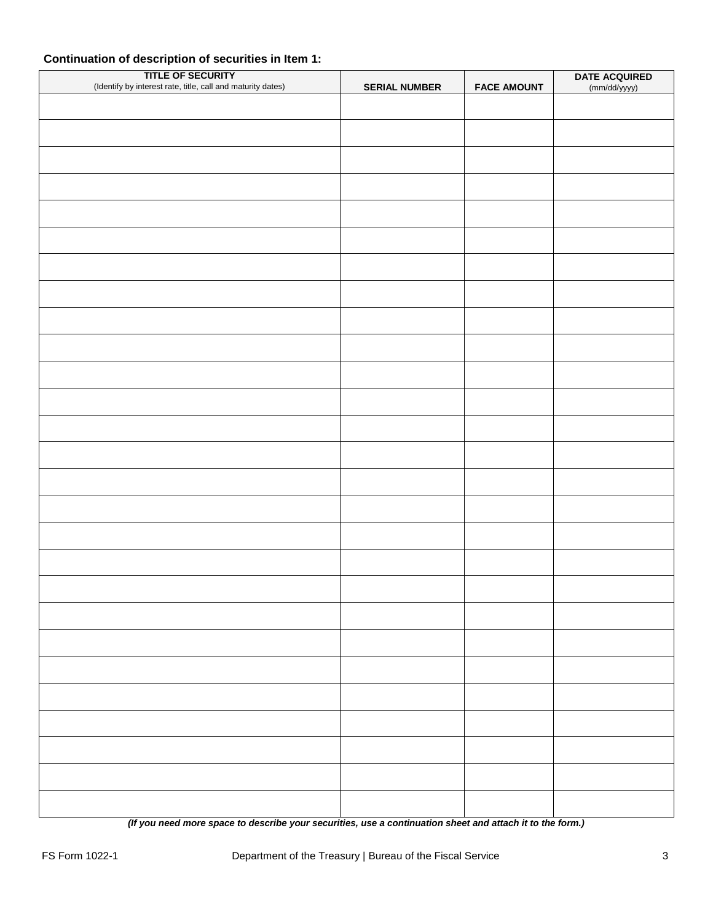**Continuation of description of securities in Item 1:**

| TITLE OF SECURITY (Identify by interest rate, title, call and maturity dates) | SERIAL NUMBER | FACE AMOUNT | DATE ACQUIRED (mm/dd/yyyy) |
|---|---|---|---|
| | | | |
| | | | |
| | | | |
| | | | |
| | | | |
| | | | |
| | | | |
| | | | |
| | | | |
| | | | |
| | | | |
| | | | |
| | | | |
| | | | |
| | | | |
| | | | |
| | | | |
| | | | |
| | | | |
| | | | |
| | | | |
| | | | |
| | | | |
| | | | |
| | | | |
| | | | |
| | | | |

***(If you need more space to describe your securities, use a continuation sheet and attach it to the form.)***

FS Form 1022-1 Department of the Treasury | Bureau of the Fiscal Service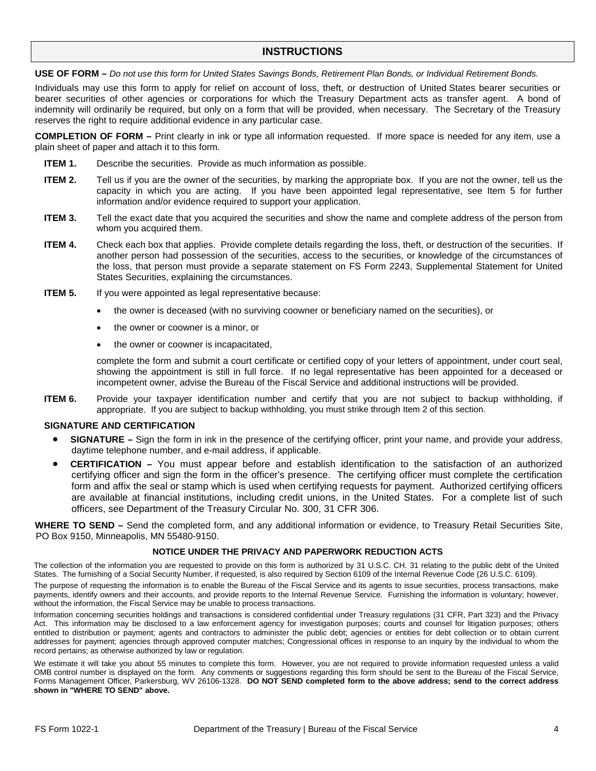## INSTRUCTIONS

**USE OF FORM –** *Do not use this form for United States Savings Bonds, Retirement Plan Bonds, or Individual Retirement Bonds.*

Individuals may use this form to apply for relief on account of loss, theft, or destruction of United States bearer securities or bearer securities of other agencies or corporations for which the Treasury Department acts as transfer agent. A bond of indemnity will ordinarily be required, but only on a form that will be provided, when necessary. The Secretary of the Treasury reserves the right to require additional evidence in any particular case.

**COMPLETION OF FORM –** Print clearly in ink or type all information requested. If more space is needed for any item, use a plain sheet of paper and attach it to this form.

**ITEM 1.** Describe the securities. Provide as much information as possible.

**ITEM 2.** Tell us if you are the owner of the securities, by marking the appropriate box. If you are not the owner, tell us the capacity in which you are acting. If you have been appointed legal representative, see Item 5 for further information and/or evidence required to support your application.

**ITEM 3.** Tell the exact date that you acquired the securities and show the name and complete address of the person from whom you acquired them.

**ITEM 4.** Check each box that applies. Provide complete details regarding the loss, theft, or destruction of the securities. If another person had possession of the securities, access to the securities, or knowledge of the circumstances of the loss, that person must provide a separate statement on FS Form 2243, Supplemental Statement for United States Securities, explaining the circumstances.

**ITEM 5.** If you were appointed as legal representative because:

- the owner is deceased (with no surviving coowner or beneficiary named on the securities), or
- the owner or coowner is a minor, or
- the owner or coowner is incapacitated,

complete the form and submit a court certificate or certified copy of your letters of appointment, under court seal, showing the appointment is still in full force. If no legal representative has been appointed for a deceased or incompetent owner, advise the Bureau of the Fiscal Service and additional instructions will be provided.

**ITEM 6.** Provide your taxpayer identification number and certify that you are not subject to backup withholding, if appropriate. If you are subject to backup withholding, you must strike through Item 2 of this section.

**SIGNATURE AND CERTIFICATION**

- **SIGNATURE –** Sign the form in ink in the presence of the certifying officer, print your name, and provide your address, daytime telephone number, and e-mail address, if applicable.
- **CERTIFICATION –** You must appear before and establish identification to the satisfaction of an authorized certifying officer and sign the form in the officer's presence. The certifying officer must complete the certification form and affix the seal or stamp which is used when certifying requests for payment. Authorized certifying officers are available at financial institutions, including credit unions, in the United States. For a complete list of such officers, see Department of the Treasury Circular No. 300, 31 CFR 306.

**WHERE TO SEND –** Send the completed form, and any additional information or evidence, to Treasury Retail Securities Site, PO Box 9150, Minneapolis, MN 55480-9150.

**NOTICE UNDER THE PRIVACY AND PAPERWORK REDUCTION ACTS**

The collection of the information you are requested to provide on this form is authorized by 31 U.S.C. CH. 31 relating to the public debt of the United States. The furnishing of a Social Security Number, if requested, is also required by Section 6109 of the Internal Revenue Code (26 U.S.C. 6109).

The purpose of requesting the information is to enable the Bureau of the Fiscal Service and its agents to issue securities, process transactions, make payments, identify owners and their accounts, and provide reports to the Internal Revenue Service. Furnishing the information is voluntary; however, without the information, the Fiscal Service may be unable to process transactions.

Information concerning securities holdings and transactions is considered confidential under Treasury regulations (31 CFR, Part 323) and the Privacy Act. This information may be disclosed to a law enforcement agency for investigation purposes; courts and counsel for litigation purposes; others entitled to distribution or payment; agents and contractors to administer the public debt; agencies or entities for debt collection or to obtain current addresses for payment; agencies through approved computer matches; Congressional offices in response to an inquiry by the individual to whom the record pertains; as otherwise authorized by law or regulation.

We estimate it will take you about 55 minutes to complete this form. However, you are not required to provide information requested unless a valid OMB control number is displayed on the form. Any comments or suggestions regarding this form should be sent to the Bureau of the Fiscal Service, Forms Management Officer, Parkersburg, WV 26106-1328. **DO NOT SEND completed form to the above address; send to the correct address shown in "WHERE TO SEND" above.**